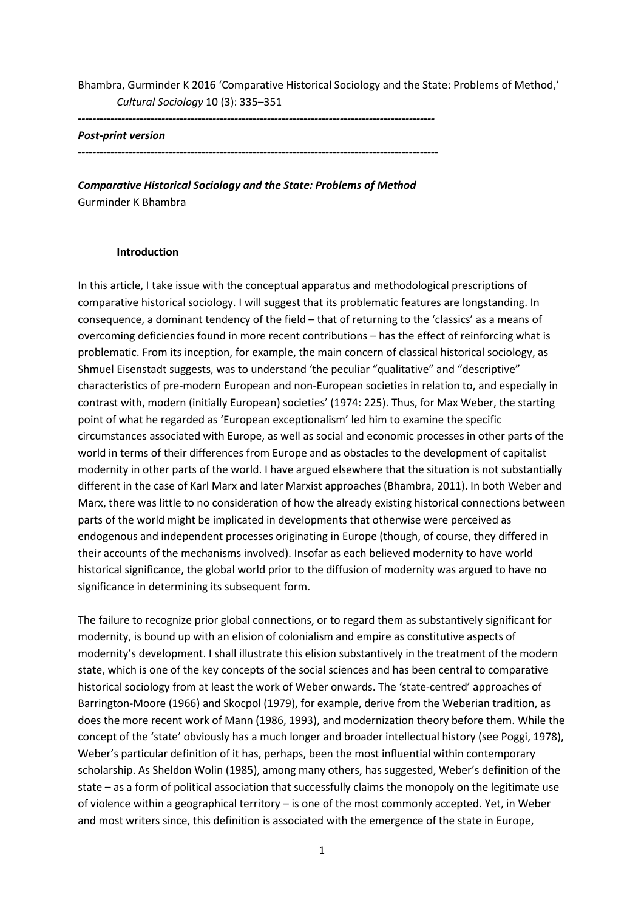Bhambra, Gurminder K 2016 'Comparative Historical Sociology and the State: Problems of Method,' *Cultural Sociology* 10 (3): 335–351

---

***Post-print version***

---

***Comparative Historical Sociology and the State: Problems of Method***
Gurminder K Bhambra

## Introduction

In this article, I take issue with the conceptual apparatus and methodological prescriptions of comparative historical sociology. I will suggest that its problematic features are longstanding. In consequence, a dominant tendency of the field – that of returning to the 'classics' as a means of overcoming deficiencies found in more recent contributions – has the effect of reinforcing what is problematic. From its inception, for example, the main concern of classical historical sociology, as Shmuel Eisenstadt suggests, was to understand 'the peculiar "qualitative" and "descriptive" characteristics of pre-modern European and non-European societies in relation to, and especially in contrast with, modern (initially European) societies' (1974: 225). Thus, for Max Weber, the starting point of what he regarded as 'European exceptionalism' led him to examine the specific circumstances associated with Europe, as well as social and economic processes in other parts of the world in terms of their differences from Europe and as obstacles to the development of capitalist modernity in other parts of the world. I have argued elsewhere that the situation is not substantially different in the case of Karl Marx and later Marxist approaches (Bhambra, 2011). In both Weber and Marx, there was little to no consideration of how the already existing historical connections between parts of the world might be implicated in developments that otherwise were perceived as endogenous and independent processes originating in Europe (though, of course, they differed in their accounts of the mechanisms involved). Insofar as each believed modernity to have world historical significance, the global world prior to the diffusion of modernity was argued to have no significance in determining its subsequent form.

The failure to recognize prior global connections, or to regard them as substantively significant for modernity, is bound up with an elision of colonialism and empire as constitutive aspects of modernity's development. I shall illustrate this elision substantively in the treatment of the modern state, which is one of the key concepts of the social sciences and has been central to comparative historical sociology from at least the work of Weber onwards. The 'state-centred' approaches of Barrington-Moore (1966) and Skocpol (1979), for example, derive from the Weberian tradition, as does the more recent work of Mann (1986, 1993), and modernization theory before them. While the concept of the 'state' obviously has a much longer and broader intellectual history (see Poggi, 1978), Weber's particular definition of it has, perhaps, been the most influential within contemporary scholarship. As Sheldon Wolin (1985), among many others, has suggested, Weber's definition of the state – as a form of political association that successfully claims the monopoly on the legitimate use of violence within a geographical territory – is one of the most commonly accepted. Yet, in Weber and most writers since, this definition is associated with the emergence of the state in Europe,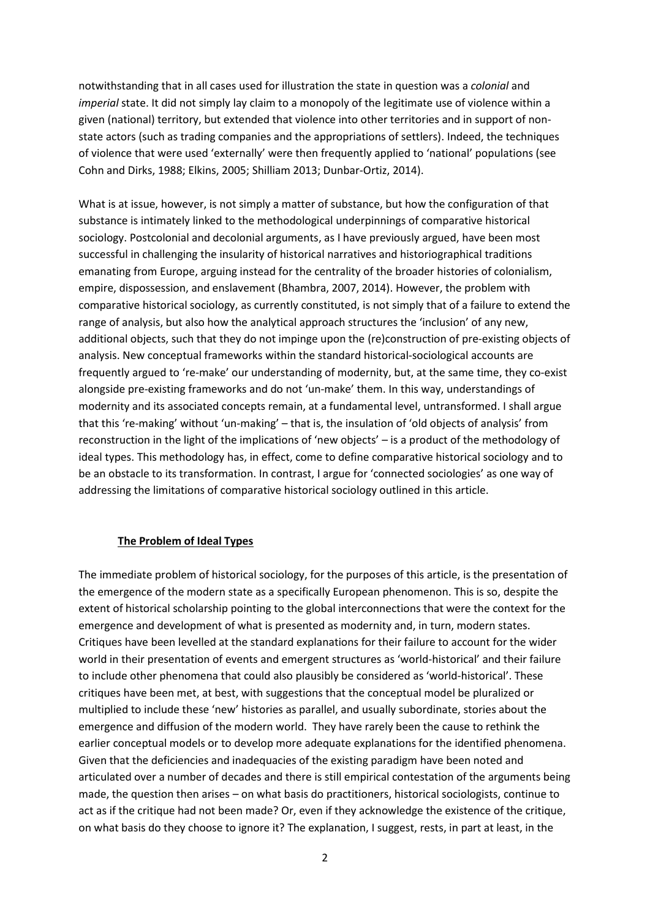notwithstanding that in all cases used for illustration the state in question was a *colonial* and *imperial* state. It did not simply lay claim to a monopoly of the legitimate use of violence within a given (national) territory, but extended that violence into other territories and in support of non-state actors (such as trading companies and the appropriations of settlers). Indeed, the techniques of violence that were used 'externally' were then frequently applied to 'national' populations (see Cohn and Dirks, 1988; Elkins, 2005; Shilliam 2013; Dunbar-Ortiz, 2014).

What is at issue, however, is not simply a matter of substance, but how the configuration of that substance is intimately linked to the methodological underpinnings of comparative historical sociology. Postcolonial and decolonial arguments, as I have previously argued, have been most successful in challenging the insularity of historical narratives and historiographical traditions emanating from Europe, arguing instead for the centrality of the broader histories of colonialism, empire, dispossession, and enslavement (Bhambra, 2007, 2014). However, the problem with comparative historical sociology, as currently constituted, is not simply that of a failure to extend the range of analysis, but also how the analytical approach structures the 'inclusion' of any new, additional objects, such that they do not impinge upon the (re)construction of pre-existing objects of analysis. New conceptual frameworks within the standard historical-sociological accounts are frequently argued to 're-make' our understanding of modernity, but, at the same time, they co-exist alongside pre-existing frameworks and do not 'un-make' them. In this way, understandings of modernity and its associated concepts remain, at a fundamental level, untransformed. I shall argue that this 're-making' without 'un-making' – that is, the insulation of 'old objects of analysis' from reconstruction in the light of the implications of 'new objects' – is a product of the methodology of ideal types. This methodology has, in effect, come to define comparative historical sociology and to be an obstacle to its transformation. In contrast, I argue for 'connected sociologies' as one way of addressing the limitations of comparative historical sociology outlined in this article.

## **The Problem of Ideal Types**

The immediate problem of historical sociology, for the purposes of this article, is the presentation of the emergence of the modern state as a specifically European phenomenon. This is so, despite the extent of historical scholarship pointing to the global interconnections that were the context for the emergence and development of what is presented as modernity and, in turn, modern states. Critiques have been levelled at the standard explanations for their failure to account for the wider world in their presentation of events and emergent structures as 'world-historical' and their failure to include other phenomena that could also plausibly be considered as 'world-historical'. These critiques have been met, at best, with suggestions that the conceptual model be pluralized or multiplied to include these 'new' histories as parallel, and usually subordinate, stories about the emergence and diffusion of the modern world. They have rarely been the cause to rethink the earlier conceptual models or to develop more adequate explanations for the identified phenomena. Given that the deficiencies and inadequacies of the existing paradigm have been noted and articulated over a number of decades and there is still empirical contestation of the arguments being made, the question then arises – on what basis do practitioners, historical sociologists, continue to act as if the critique had not been made? Or, even if they acknowledge the existence of the critique, on what basis do they choose to ignore it? The explanation, I suggest, rests, in part at least, in the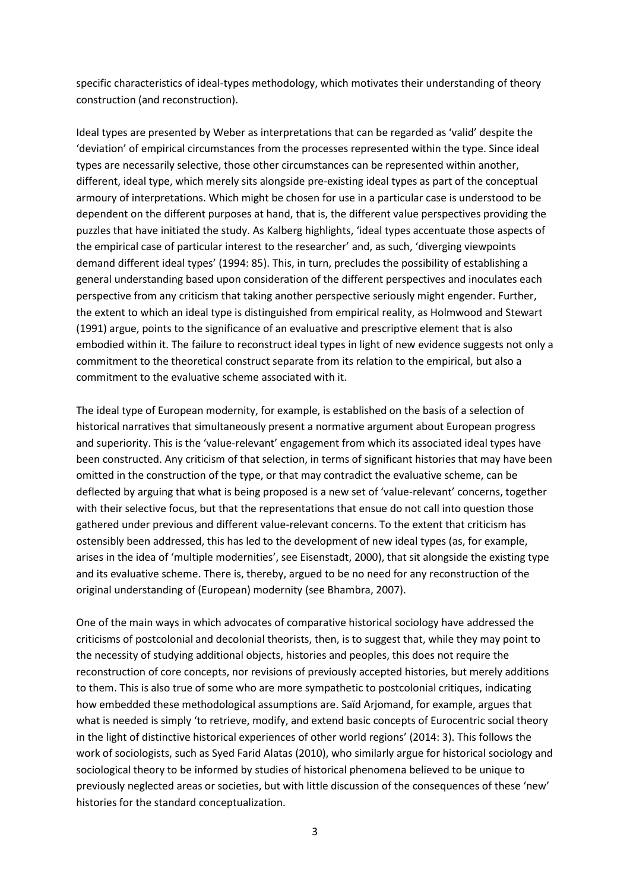specific characteristics of ideal-types methodology, which motivates their understanding of theory construction (and reconstruction).

Ideal types are presented by Weber as interpretations that can be regarded as 'valid' despite the 'deviation' of empirical circumstances from the processes represented within the type. Since ideal types are necessarily selective, those other circumstances can be represented within another, different, ideal type, which merely sits alongside pre-existing ideal types as part of the conceptual armoury of interpretations. Which might be chosen for use in a particular case is understood to be dependent on the different purposes at hand, that is, the different value perspectives providing the puzzles that have initiated the study. As Kalberg highlights, 'ideal types accentuate those aspects of the empirical case of particular interest to the researcher' and, as such, 'diverging viewpoints demand different ideal types' (1994: 85). This, in turn, precludes the possibility of establishing a general understanding based upon consideration of the different perspectives and inoculates each perspective from any criticism that taking another perspective seriously might engender. Further, the extent to which an ideal type is distinguished from empirical reality, as Holmwood and Stewart (1991) argue, points to the significance of an evaluative and prescriptive element that is also embodied within it. The failure to reconstruct ideal types in light of new evidence suggests not only a commitment to the theoretical construct separate from its relation to the empirical, but also a commitment to the evaluative scheme associated with it.

The ideal type of European modernity, for example, is established on the basis of a selection of historical narratives that simultaneously present a normative argument about European progress and superiority. This is the 'value-relevant' engagement from which its associated ideal types have been constructed. Any criticism of that selection, in terms of significant histories that may have been omitted in the construction of the type, or that may contradict the evaluative scheme, can be deflected by arguing that what is being proposed is a new set of 'value-relevant' concerns, together with their selective focus, but that the representations that ensue do not call into question those gathered under previous and different value-relevant concerns. To the extent that criticism has ostensibly been addressed, this has led to the development of new ideal types (as, for example, arises in the idea of 'multiple modernities', see Eisenstadt, 2000), that sit alongside the existing type and its evaluative scheme. There is, thereby, argued to be no need for any reconstruction of the original understanding of (European) modernity (see Bhambra, 2007).

One of the main ways in which advocates of comparative historical sociology have addressed the criticisms of postcolonial and decolonial theorists, then, is to suggest that, while they may point to the necessity of studying additional objects, histories and peoples, this does not require the reconstruction of core concepts, nor revisions of previously accepted histories, but merely additions to them. This is also true of some who are more sympathetic to postcolonial critiques, indicating how embedded these methodological assumptions are. Saïd Arjomand, for example, argues that what is needed is simply 'to retrieve, modify, and extend basic concepts of Eurocentric social theory in the light of distinctive historical experiences of other world regions' (2014: 3). This follows the work of sociologists, such as Syed Farid Alatas (2010), who similarly argue for historical sociology and sociological theory to be informed by studies of historical phenomena believed to be unique to previously neglected areas or societies, but with little discussion of the consequences of these 'new' histories for the standard conceptualization.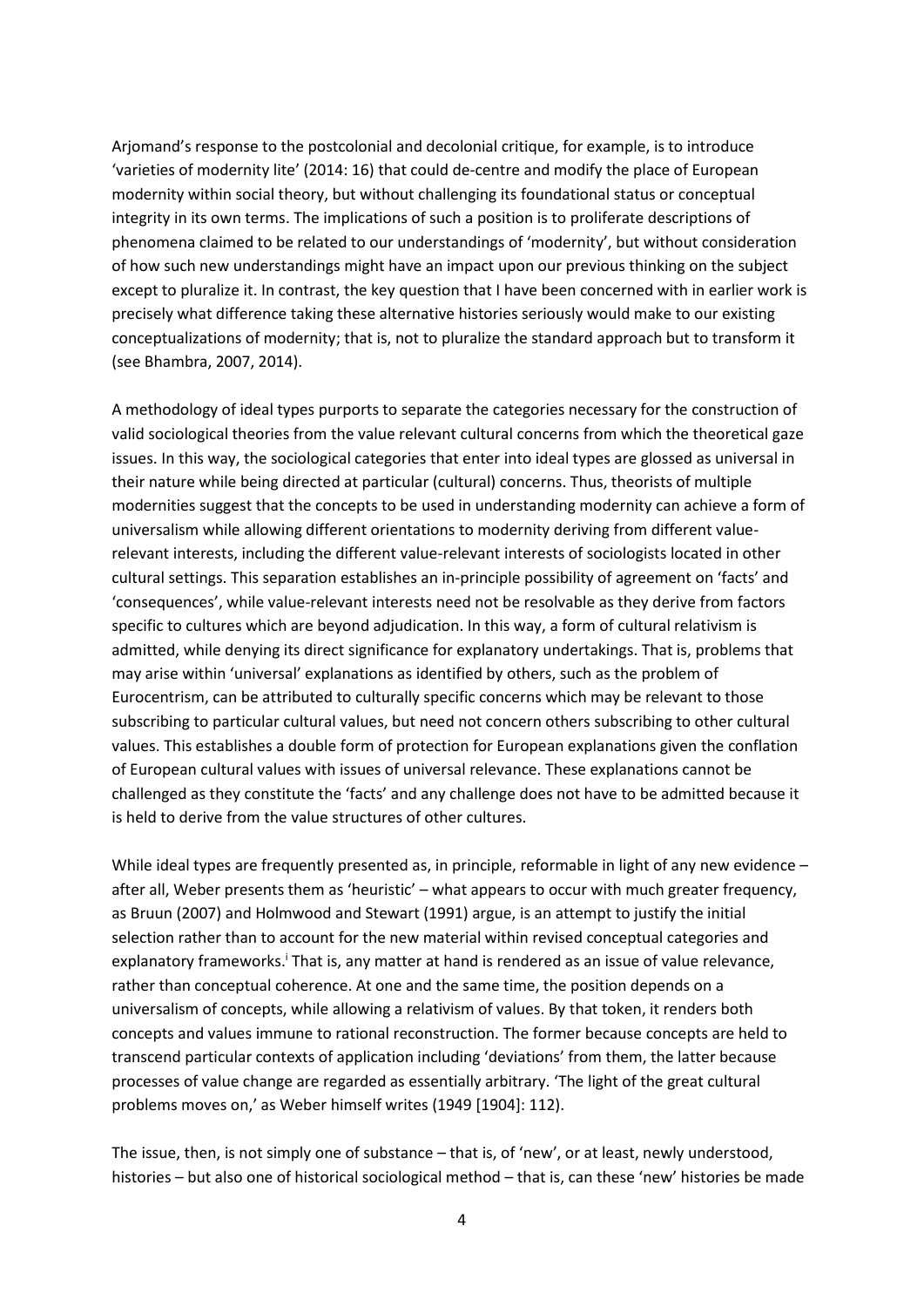Arjomand's response to the postcolonial and decolonial critique, for example, is to introduce 'varieties of modernity lite' (2014: 16) that could de-centre and modify the place of European modernity within social theory, but without challenging its foundational status or conceptual integrity in its own terms. The implications of such a position is to proliferate descriptions of phenomena claimed to be related to our understandings of 'modernity', but without consideration of how such new understandings might have an impact upon our previous thinking on the subject except to pluralize it. In contrast, the key question that I have been concerned with in earlier work is precisely what difference taking these alternative histories seriously would make to our existing conceptualizations of modernity; that is, not to pluralize the standard approach but to transform it (see Bhambra, 2007, 2014).

A methodology of ideal types purports to separate the categories necessary for the construction of valid sociological theories from the value relevant cultural concerns from which the theoretical gaze issues. In this way, the sociological categories that enter into ideal types are glossed as universal in their nature while being directed at particular (cultural) concerns. Thus, theorists of multiple modernities suggest that the concepts to be used in understanding modernity can achieve a form of universalism while allowing different orientations to modernity deriving from different value-relevant interests, including the different value-relevant interests of sociologists located in other cultural settings. This separation establishes an in-principle possibility of agreement on 'facts' and 'consequences', while value-relevant interests need not be resolvable as they derive from factors specific to cultures which are beyond adjudication. In this way, a form of cultural relativism is admitted, while denying its direct significance for explanatory undertakings. That is, problems that may arise within 'universal' explanations as identified by others, such as the problem of Eurocentrism, can be attributed to culturally specific concerns which may be relevant to those subscribing to particular cultural values, but need not concern others subscribing to other cultural values. This establishes a double form of protection for European explanations given the conflation of European cultural values with issues of universal relevance. These explanations cannot be challenged as they constitute the 'facts' and any challenge does not have to be admitted because it is held to derive from the value structures of other cultures.

While ideal types are frequently presented as, in principle, reformable in light of any new evidence – after all, Weber presents them as 'heuristic' – what appears to occur with much greater frequency, as Bruun (2007) and Holmwood and Stewart (1991) argue, is an attempt to justify the initial selection rather than to account for the new material within revised conceptual categories and explanatory frameworks.[i] That is, any matter at hand is rendered as an issue of value relevance, rather than conceptual coherence. At one and the same time, the position depends on a universalism of concepts, while allowing a relativism of values. By that token, it renders both concepts and values immune to rational reconstruction. The former because concepts are held to transcend particular contexts of application including 'deviations' from them, the latter because processes of value change are regarded as essentially arbitrary. 'The light of the great cultural problems moves on,' as Weber himself writes (1949 [1904]: 112).

The issue, then, is not simply one of substance – that is, of 'new', or at least, newly understood, histories – but also one of historical sociological method – that is, can these 'new' histories be made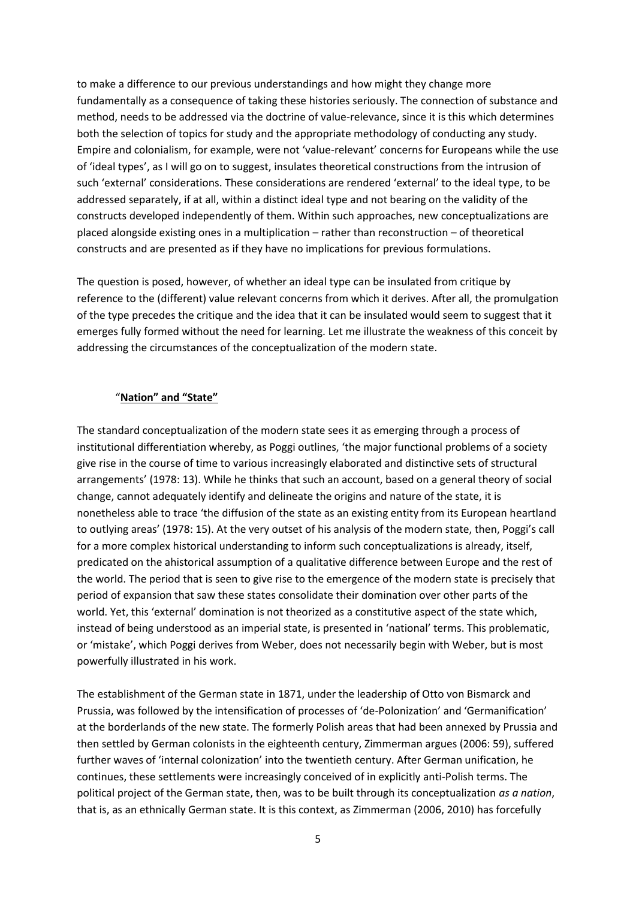to make a difference to our previous understandings and how might they change more fundamentally as a consequence of taking these histories seriously. The connection of substance and method, needs to be addressed via the doctrine of value-relevance, since it is this which determines both the selection of topics for study and the appropriate methodology of conducting any study. Empire and colonialism, for example, were not 'value-relevant' concerns for Europeans while the use of 'ideal types', as I will go on to suggest, insulates theoretical constructions from the intrusion of such 'external' considerations. These considerations are rendered 'external' to the ideal type, to be addressed separately, if at all, within a distinct ideal type and not bearing on the validity of the constructs developed independently of them. Within such approaches, new conceptualizations are placed alongside existing ones in a multiplication – rather than reconstruction – of theoretical constructs and are presented as if they have no implications for previous formulations.

The question is posed, however, of whether an ideal type can be insulated from critique by reference to the (different) value relevant concerns from which it derives. After all, the promulgation of the type precedes the critique and the idea that it can be insulated would seem to suggest that it emerges fully formed without the need for learning. Let me illustrate the weakness of this conceit by addressing the circumstances of the conceptualization of the modern state.

## "Nation" and "State"

The standard conceptualization of the modern state sees it as emerging through a process of institutional differentiation whereby, as Poggi outlines, 'the major functional problems of a society give rise in the course of time to various increasingly elaborated and distinctive sets of structural arrangements' (1978: 13). While he thinks that such an account, based on a general theory of social change, cannot adequately identify and delineate the origins and nature of the state, it is nonetheless able to trace 'the diffusion of the state as an existing entity from its European heartland to outlying areas' (1978: 15). At the very outset of his analysis of the modern state, then, Poggi's call for a more complex historical understanding to inform such conceptualizations is already, itself, predicated on the ahistorical assumption of a qualitative difference between Europe and the rest of the world. The period that is seen to give rise to the emergence of the modern state is precisely that period of expansion that saw these states consolidate their domination over other parts of the world. Yet, this 'external' domination is not theorized as a constitutive aspect of the state which, instead of being understood as an imperial state, is presented in 'national' terms. This problematic, or 'mistake', which Poggi derives from Weber, does not necessarily begin with Weber, but is most powerfully illustrated in his work.

The establishment of the German state in 1871, under the leadership of Otto von Bismarck and Prussia, was followed by the intensification of processes of 'de-Polonization' and 'Germanification' at the borderlands of the new state. The formerly Polish areas that had been annexed by Prussia and then settled by German colonists in the eighteenth century, Zimmerman argues (2006: 59), suffered further waves of 'internal colonization' into the twentieth century. After German unification, he continues, these settlements were increasingly conceived of in explicitly anti-Polish terms. The political project of the German state, then, was to be built through its conceptualization *as a nation*, that is, as an ethnically German state. It is this context, as Zimmerman (2006, 2010) has forcefully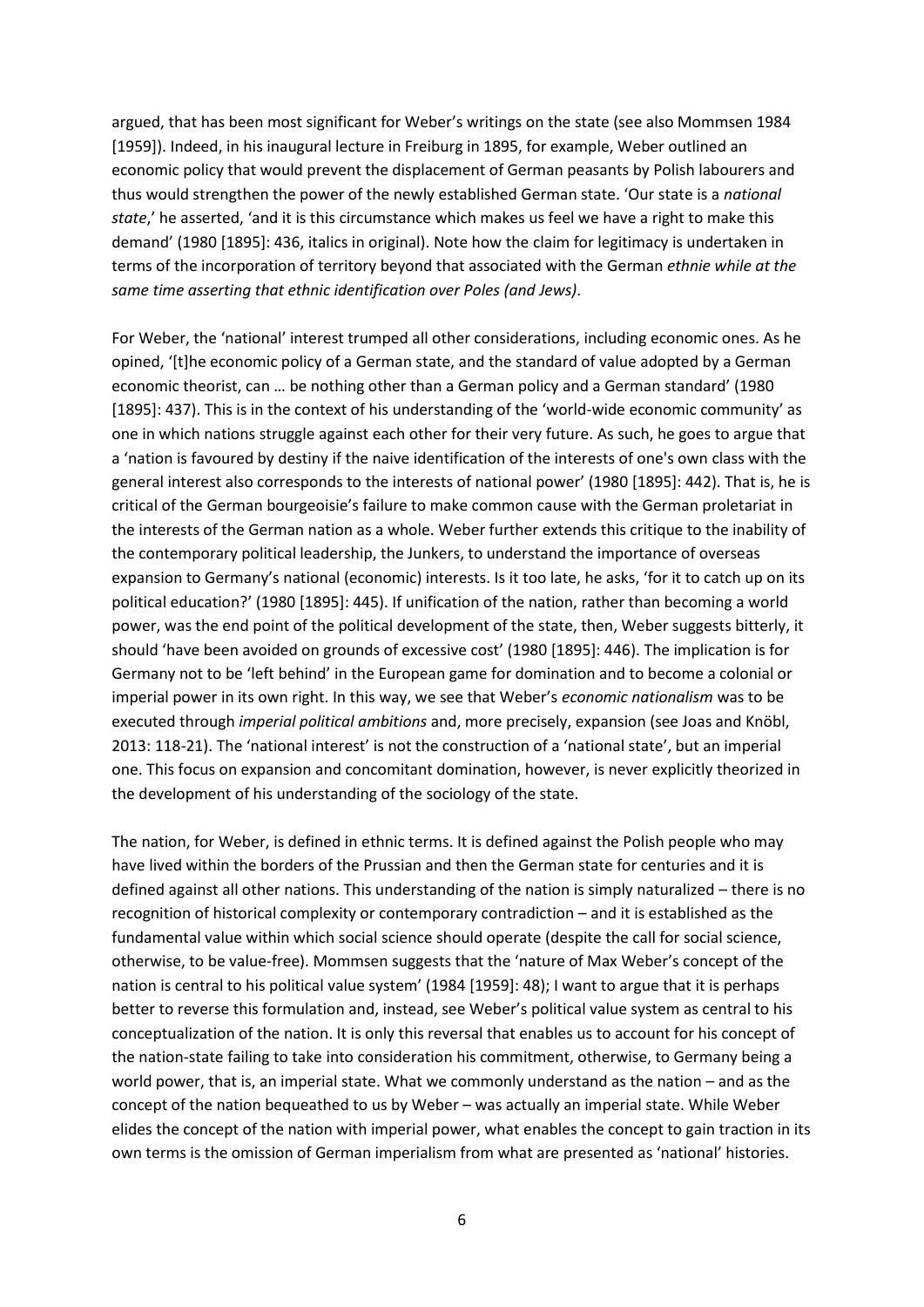argued, that has been most significant for Weber's writings on the state (see also Mommsen 1984 [1959]). Indeed, in his inaugural lecture in Freiburg in 1895, for example, Weber outlined an economic policy that would prevent the displacement of German peasants by Polish labourers and thus would strengthen the power of the newly established German state. 'Our state is a *national state*,' he asserted, 'and it is this circumstance which makes us feel we have a right to make this demand' (1980 [1895]: 436, italics in original). Note how the claim for legitimacy is undertaken in terms of the incorporation of territory beyond that associated with the German *ethnie while at the same time asserting that ethnic identification over Poles (and Jews)*.

For Weber, the 'national' interest trumped all other considerations, including economic ones. As he opined, '[t]he economic policy of a German state, and the standard of value adopted by a German economic theorist, can … be nothing other than a German policy and a German standard' (1980 [1895]: 437). This is in the context of his understanding of the 'world-wide economic community' as one in which nations struggle against each other for their very future. As such, he goes to argue that a 'nation is favoured by destiny if the naive identification of the interests of one's own class with the general interest also corresponds to the interests of national power' (1980 [1895]: 442). That is, he is critical of the German bourgeoisie's failure to make common cause with the German proletariat in the interests of the German nation as a whole. Weber further extends this critique to the inability of the contemporary political leadership, the Junkers, to understand the importance of overseas expansion to Germany's national (economic) interests. Is it too late, he asks, 'for it to catch up on its political education?' (1980 [1895]: 445). If unification of the nation, rather than becoming a world power, was the end point of the political development of the state, then, Weber suggests bitterly, it should 'have been avoided on grounds of excessive cost' (1980 [1895]: 446). The implication is for Germany not to be 'left behind' in the European game for domination and to become a colonial or imperial power in its own right. In this way, we see that Weber's *economic nationalism* was to be executed through *imperial political ambitions* and, more precisely, expansion (see Joas and Knöbl, 2013: 118-21). The 'national interest' is not the construction of a 'national state', but an imperial one. This focus on expansion and concomitant domination, however, is never explicitly theorized in the development of his understanding of the sociology of the state.

The nation, for Weber, is defined in ethnic terms. It is defined against the Polish people who may have lived within the borders of the Prussian and then the German state for centuries and it is defined against all other nations. This understanding of the nation is simply naturalized – there is no recognition of historical complexity or contemporary contradiction – and it is established as the fundamental value within which social science should operate (despite the call for social science, otherwise, to be value-free). Mommsen suggests that the 'nature of Max Weber's concept of the nation is central to his political value system' (1984 [1959]: 48); I want to argue that it is perhaps better to reverse this formulation and, instead, see Weber's political value system as central to his conceptualization of the nation. It is only this reversal that enables us to account for his concept of the nation-state failing to take into consideration his commitment, otherwise, to Germany being a world power, that is, an imperial state. What we commonly understand as the nation – and as the concept of the nation bequeathed to us by Weber – was actually an imperial state. While Weber elides the concept of the nation with imperial power, what enables the concept to gain traction in its own terms is the omission of German imperialism from what are presented as 'national' histories.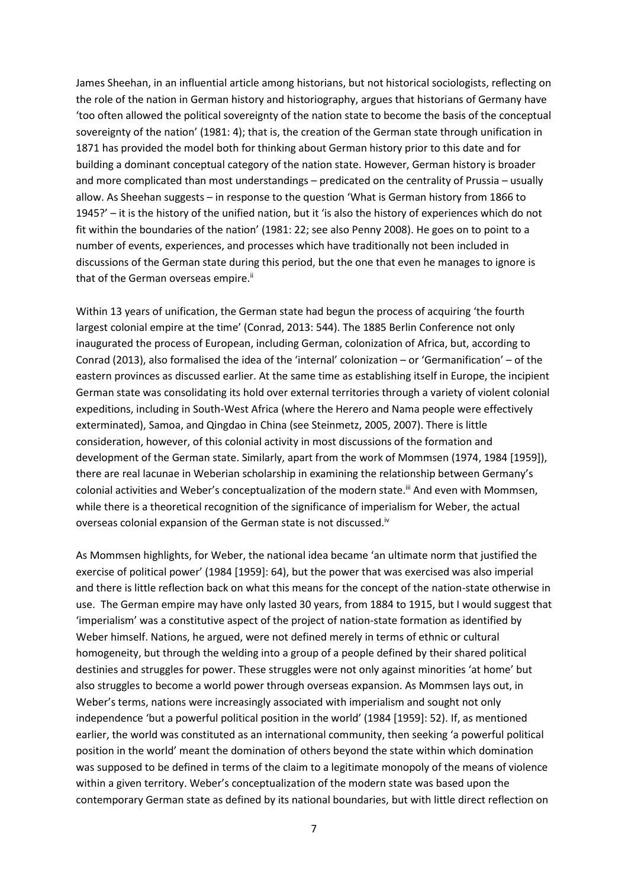James Sheehan, in an influential article among historians, but not historical sociologists, reflecting on the role of the nation in German history and historiography, argues that historians of Germany have 'too often allowed the political sovereignty of the nation state to become the basis of the conceptual sovereignty of the nation' (1981: 4); that is, the creation of the German state through unification in 1871 has provided the model both for thinking about German history prior to this date and for building a dominant conceptual category of the nation state. However, German history is broader and more complicated than most understandings – predicated on the centrality of Prussia – usually allow. As Sheehan suggests – in response to the question 'What is German history from 1866 to 1945?' – it is the history of the unified nation, but it 'is also the history of experiences which do not fit within the boundaries of the nation' (1981: 22; see also Penny 2008). He goes on to point to a number of events, experiences, and processes which have traditionally not been included in discussions of the German state during this period, but the one that even he manages to ignore is that of the German overseas empire.[ii]

Within 13 years of unification, the German state had begun the process of acquiring 'the fourth largest colonial empire at the time' (Conrad, 2013: 544). The 1885 Berlin Conference not only inaugurated the process of European, including German, colonization of Africa, but, according to Conrad (2013), also formalised the idea of the 'internal' colonization – or 'Germanification' – of the eastern provinces as discussed earlier. At the same time as establishing itself in Europe, the incipient German state was consolidating its hold over external territories through a variety of violent colonial expeditions, including in South-West Africa (where the Herero and Nama people were effectively exterminated), Samoa, and Qingdao in China (see Steinmetz, 2005, 2007). There is little consideration, however, of this colonial activity in most discussions of the formation and development of the German state. Similarly, apart from the work of Mommsen (1974, 1984 [1959]), there are real lacunae in Weberian scholarship in examining the relationship between Germany's colonial activities and Weber's conceptualization of the modern state.[iii] And even with Mommsen, while there is a theoretical recognition of the significance of imperialism for Weber, the actual overseas colonial expansion of the German state is not discussed.[iv]

As Mommsen highlights, for Weber, the national idea became 'an ultimate norm that justified the exercise of political power' (1984 [1959]: 64), but the power that was exercised was also imperial and there is little reflection back on what this means for the concept of the nation-state otherwise in use. The German empire may have only lasted 30 years, from 1884 to 1915, but I would suggest that 'imperialism' was a constitutive aspect of the project of nation-state formation as identified by Weber himself. Nations, he argued, were not defined merely in terms of ethnic or cultural homogeneity, but through the welding into a group of a people defined by their shared political destinies and struggles for power. These struggles were not only against minorities 'at home' but also struggles to become a world power through overseas expansion. As Mommsen lays out, in Weber's terms, nations were increasingly associated with imperialism and sought not only independence 'but a powerful political position in the world' (1984 [1959]: 52). If, as mentioned earlier, the world was constituted as an international community, then seeking 'a powerful political position in the world' meant the domination of others beyond the state within which domination was supposed to be defined in terms of the claim to a legitimate monopoly of the means of violence within a given territory. Weber's conceptualization of the modern state was based upon the contemporary German state as defined by its national boundaries, but with little direct reflection on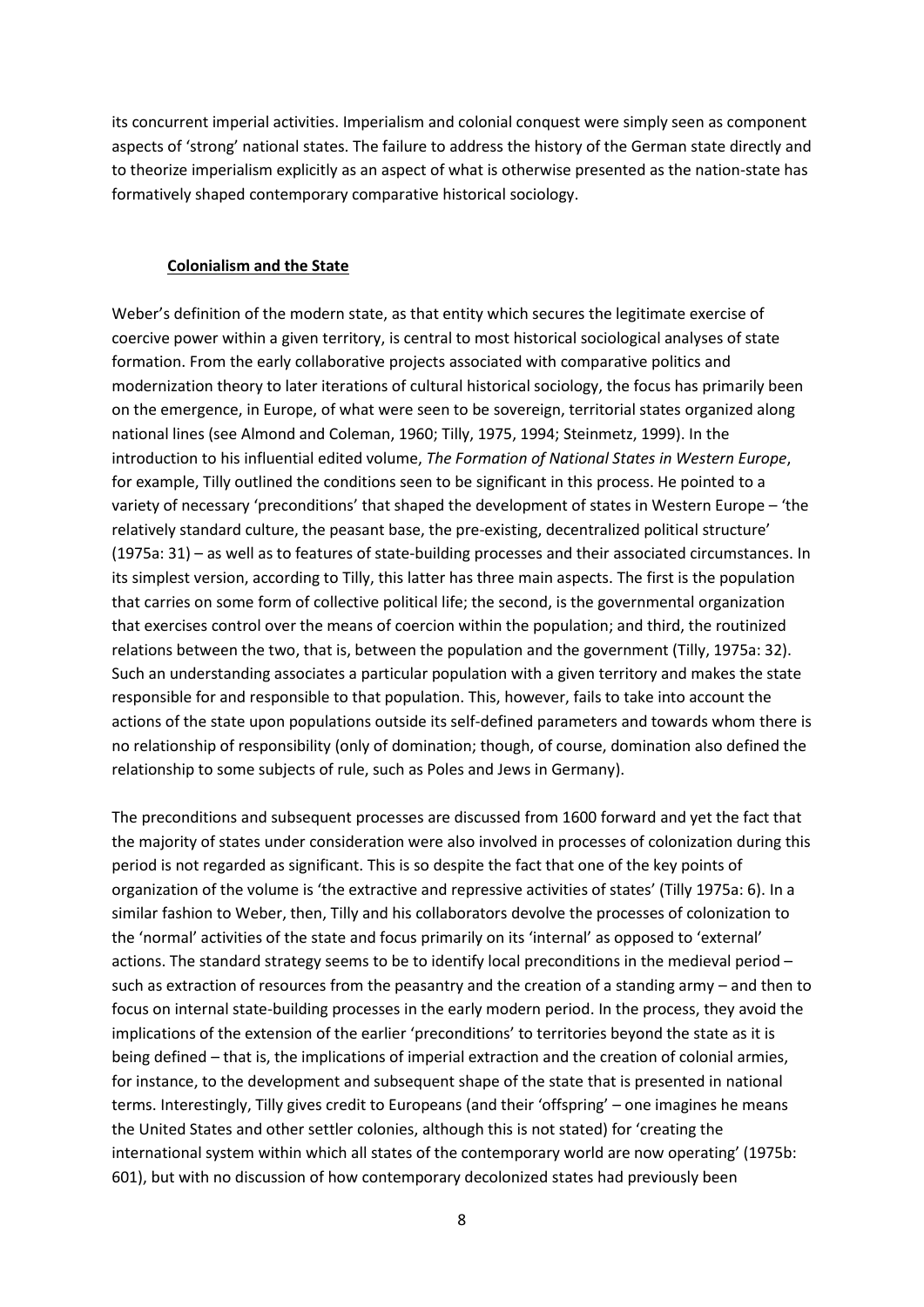its concurrent imperial activities. Imperialism and colonial conquest were simply seen as component aspects of 'strong' national states. The failure to address the history of the German state directly and to theorize imperialism explicitly as an aspect of what is otherwise presented as the nation-state has formatively shaped contemporary comparative historical sociology.

## Colonialism and the State

Weber's definition of the modern state, as that entity which secures the legitimate exercise of coercive power within a given territory, is central to most historical sociological analyses of state formation. From the early collaborative projects associated with comparative politics and modernization theory to later iterations of cultural historical sociology, the focus has primarily been on the emergence, in Europe, of what were seen to be sovereign, territorial states organized along national lines (see Almond and Coleman, 1960; Tilly, 1975, 1994; Steinmetz, 1999). In the introduction to his influential edited volume, *The Formation of National States in Western Europe*, for example, Tilly outlined the conditions seen to be significant in this process. He pointed to a variety of necessary 'preconditions' that shaped the development of states in Western Europe – 'the relatively standard culture, the peasant base, the pre-existing, decentralized political structure' (1975a: 31) – as well as to features of state-building processes and their associated circumstances. In its simplest version, according to Tilly, this latter has three main aspects. The first is the population that carries on some form of collective political life; the second, is the governmental organization that exercises control over the means of coercion within the population; and third, the routinized relations between the two, that is, between the population and the government (Tilly, 1975a: 32). Such an understanding associates a particular population with a given territory and makes the state responsible for and responsible to that population. This, however, fails to take into account the actions of the state upon populations outside its self-defined parameters and towards whom there is no relationship of responsibility (only of domination; though, of course, domination also defined the relationship to some subjects of rule, such as Poles and Jews in Germany).

The preconditions and subsequent processes are discussed from 1600 forward and yet the fact that the majority of states under consideration were also involved in processes of colonization during this period is not regarded as significant. This is so despite the fact that one of the key points of organization of the volume is 'the extractive and repressive activities of states' (Tilly 1975a: 6). In a similar fashion to Weber, then, Tilly and his collaborators devolve the processes of colonization to the 'normal' activities of the state and focus primarily on its 'internal' as opposed to 'external' actions. The standard strategy seems to be to identify local preconditions in the medieval period – such as extraction of resources from the peasantry and the creation of a standing army – and then to focus on internal state-building processes in the early modern period. In the process, they avoid the implications of the extension of the earlier 'preconditions' to territories beyond the state as it is being defined – that is, the implications of imperial extraction and the creation of colonial armies, for instance, to the development and subsequent shape of the state that is presented in national terms. Interestingly, Tilly gives credit to Europeans (and their 'offspring' – one imagines he means the United States and other settler colonies, although this is not stated) for 'creating the international system within which all states of the contemporary world are now operating' (1975b: 601), but with no discussion of how contemporary decolonized states had previously been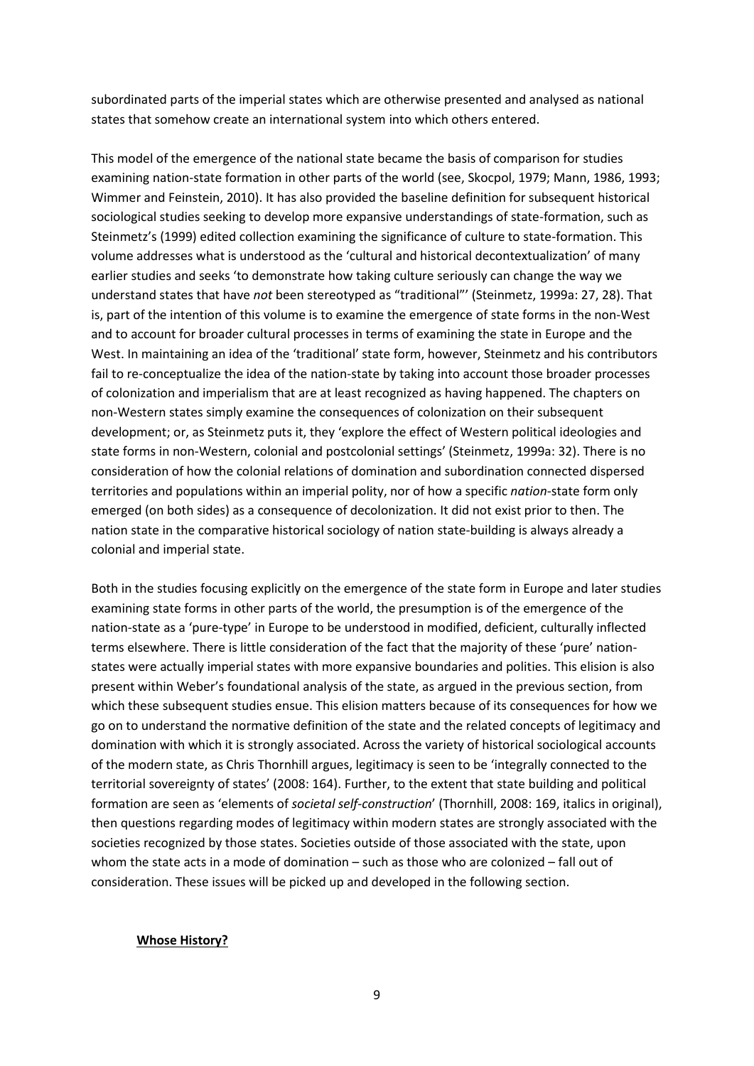subordinated parts of the imperial states which are otherwise presented and analysed as national states that somehow create an international system into which others entered.

This model of the emergence of the national state became the basis of comparison for studies examining nation-state formation in other parts of the world (see, Skocpol, 1979; Mann, 1986, 1993; Wimmer and Feinstein, 2010). It has also provided the baseline definition for subsequent historical sociological studies seeking to develop more expansive understandings of state-formation, such as Steinmetz's (1999) edited collection examining the significance of culture to state-formation. This volume addresses what is understood as the 'cultural and historical decontextualization' of many earlier studies and seeks 'to demonstrate how taking culture seriously can change the way we understand states that have *not* been stereotyped as "traditional"' (Steinmetz, 1999a: 27, 28). That is, part of the intention of this volume is to examine the emergence of state forms in the non-West and to account for broader cultural processes in terms of examining the state in Europe and the West. In maintaining an idea of the 'traditional' state form, however, Steinmetz and his contributors fail to re-conceptualize the idea of the nation-state by taking into account those broader processes of colonization and imperialism that are at least recognized as having happened. The chapters on non-Western states simply examine the consequences of colonization on their subsequent development; or, as Steinmetz puts it, they 'explore the effect of Western political ideologies and state forms in non-Western, colonial and postcolonial settings' (Steinmetz, 1999a: 32). There is no consideration of how the colonial relations of domination and subordination connected dispersed territories and populations within an imperial polity, nor of how a specific *nation*-state form only emerged (on both sides) as a consequence of decolonization. It did not exist prior to then. The nation state in the comparative historical sociology of nation state-building is always already a colonial and imperial state.

Both in the studies focusing explicitly on the emergence of the state form in Europe and later studies examining state forms in other parts of the world, the presumption is of the emergence of the nation-state as a 'pure-type' in Europe to be understood in modified, deficient, culturally inflected terms elsewhere. There is little consideration of the fact that the majority of these 'pure' nation-states were actually imperial states with more expansive boundaries and polities. This elision is also present within Weber's foundational analysis of the state, as argued in the previous section, from which these subsequent studies ensue. This elision matters because of its consequences for how we go on to understand the normative definition of the state and the related concepts of legitimacy and domination with which it is strongly associated. Across the variety of historical sociological accounts of the modern state, as Chris Thornhill argues, legitimacy is seen to be 'integrally connected to the territorial sovereignty of states' (2008: 164). Further, to the extent that state building and political formation are seen as 'elements of *societal self-construction*' (Thornhill, 2008: 169, italics in original), then questions regarding modes of legitimacy within modern states are strongly associated with the societies recognized by those states. Societies outside of those associated with the state, upon whom the state acts in a mode of domination – such as those who are colonized – fall out of consideration. These issues will be picked up and developed in the following section.

## Whose History?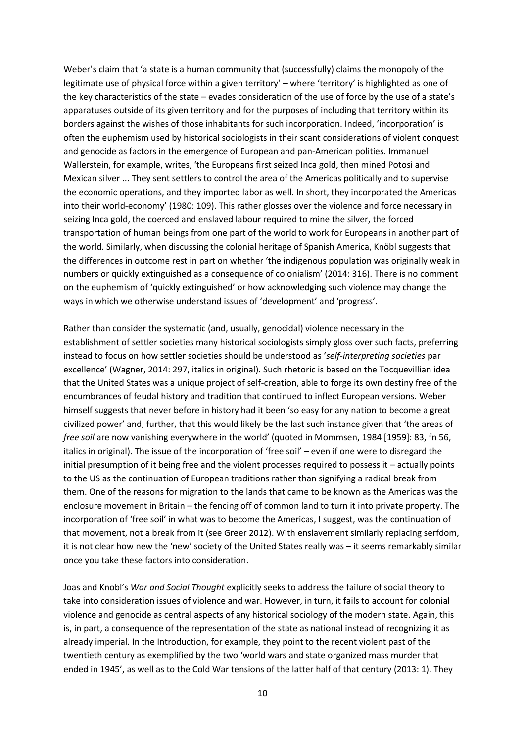Weber's claim that 'a state is a human community that (successfully) claims the monopoly of the legitimate use of physical force within a given territory' – where 'territory' is highlighted as one of the key characteristics of the state – evades consideration of the use of force by the use of a state's apparatuses outside of its given territory and for the purposes of including that territory within its borders against the wishes of those inhabitants for such incorporation. Indeed, 'incorporation' is often the euphemism used by historical sociologists in their scant considerations of violent conquest and genocide as factors in the emergence of European and pan-American polities. Immanuel Wallerstein, for example, writes, 'the Europeans first seized Inca gold, then mined Potosi and Mexican silver ... They sent settlers to control the area of the Americas politically and to supervise the economic operations, and they imported labor as well. In short, they incorporated the Americas into their world-economy' (1980: 109). This rather glosses over the violence and force necessary in seizing Inca gold, the coerced and enslaved labour required to mine the silver, the forced transportation of human beings from one part of the world to work for Europeans in another part of the world. Similarly, when discussing the colonial heritage of Spanish America, Knöbl suggests that the differences in outcome rest in part on whether 'the indigenous population was originally weak in numbers or quickly extinguished as a consequence of colonialism' (2014: 316). There is no comment on the euphemism of 'quickly extinguished' or how acknowledging such violence may change the ways in which we otherwise understand issues of 'development' and 'progress'.

Rather than consider the systematic (and, usually, genocidal) violence necessary in the establishment of settler societies many historical sociologists simply gloss over such facts, preferring instead to focus on how settler societies should be understood as '*self-interpreting societies* par excellence' (Wagner, 2014: 297, italics in original). Such rhetoric is based on the Tocquevillian idea that the United States was a unique project of self-creation, able to forge its own destiny free of the encumbrances of feudal history and tradition that continued to inflect European versions. Weber himself suggests that never before in history had it been 'so easy for any nation to become a great civilized power' and, further, that this would likely be the last such instance given that 'the areas of *free soil* are now vanishing everywhere in the world' (quoted in Mommsen, 1984 [1959]: 83, fn 56, italics in original). The issue of the incorporation of 'free soil' – even if one were to disregard the initial presumption of it being free and the violent processes required to possess it – actually points to the US as the continuation of European traditions rather than signifying a radical break from them. One of the reasons for migration to the lands that came to be known as the Americas was the enclosure movement in Britain – the fencing off of common land to turn it into private property. The incorporation of 'free soil' in what was to become the Americas, I suggest, was the continuation of that movement, not a break from it (see Greer 2012). With enslavement similarly replacing serfdom, it is not clear how new the 'new' society of the United States really was – it seems remarkably similar once you take these factors into consideration.

Joas and Knobl's *War and Social Thought* explicitly seeks to address the failure of social theory to take into consideration issues of violence and war. However, in turn, it fails to account for colonial violence and genocide as central aspects of any historical sociology of the modern state. Again, this is, in part, a consequence of the representation of the state as national instead of recognizing it as already imperial. In the Introduction, for example, they point to the recent violent past of the twentieth century as exemplified by the two 'world wars and state organized mass murder that ended in 1945', as well as to the Cold War tensions of the latter half of that century (2013: 1). They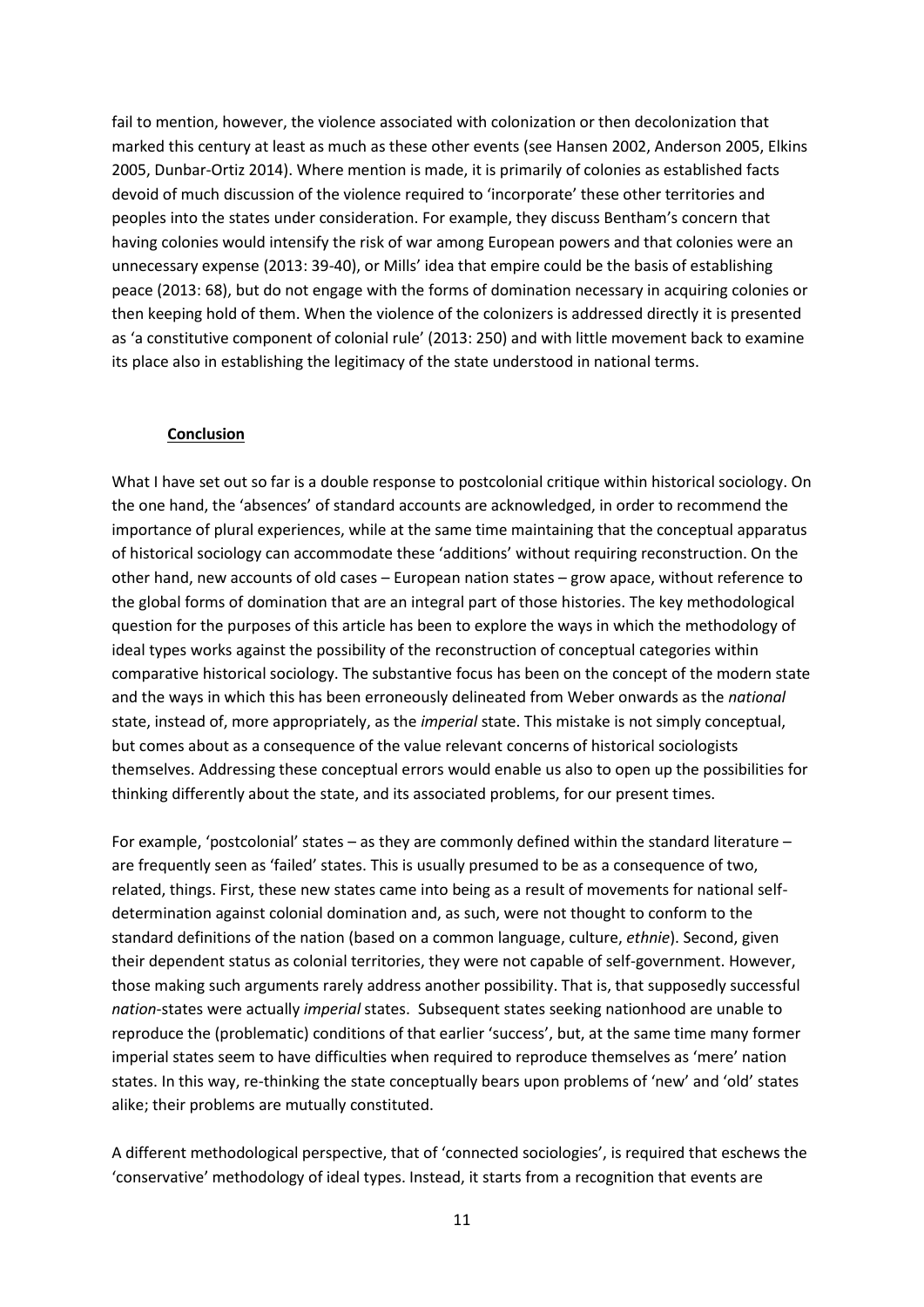fail to mention, however, the violence associated with colonization or then decolonization that marked this century at least as much as these other events (see Hansen 2002, Anderson 2005, Elkins 2005, Dunbar-Ortiz 2014). Where mention is made, it is primarily of colonies as established facts devoid of much discussion of the violence required to 'incorporate' these other territories and peoples into the states under consideration. For example, they discuss Bentham's concern that having colonies would intensify the risk of war among European powers and that colonies were an unnecessary expense (2013: 39-40), or Mills' idea that empire could be the basis of establishing peace (2013: 68), but do not engage with the forms of domination necessary in acquiring colonies or then keeping hold of them. When the violence of the colonizers is addressed directly it is presented as 'a constitutive component of colonial rule' (2013: 250) and with little movement back to examine its place also in establishing the legitimacy of the state understood in national terms.

## Conclusion

What I have set out so far is a double response to postcolonial critique within historical sociology. On the one hand, the 'absences' of standard accounts are acknowledged, in order to recommend the importance of plural experiences, while at the same time maintaining that the conceptual apparatus of historical sociology can accommodate these 'additions' without requiring reconstruction. On the other hand, new accounts of old cases – European nation states – grow apace, without reference to the global forms of domination that are an integral part of those histories. The key methodological question for the purposes of this article has been to explore the ways in which the methodology of ideal types works against the possibility of the reconstruction of conceptual categories within comparative historical sociology. The substantive focus has been on the concept of the modern state and the ways in which this has been erroneously delineated from Weber onwards as the *national* state, instead of, more appropriately, as the *imperial* state. This mistake is not simply conceptual, but comes about as a consequence of the value relevant concerns of historical sociologists themselves. Addressing these conceptual errors would enable us also to open up the possibilities for thinking differently about the state, and its associated problems, for our present times.

For example, 'postcolonial' states – as they are commonly defined within the standard literature – are frequently seen as 'failed' states. This is usually presumed to be as a consequence of two, related, things. First, these new states came into being as a result of movements for national self-determination against colonial domination and, as such, were not thought to conform to the standard definitions of the nation (based on a common language, culture, *ethnie*). Second, given their dependent status as colonial territories, they were not capable of self-government. However, those making such arguments rarely address another possibility. That is, that supposedly successful *nation*-states were actually *imperial* states. Subsequent states seeking nationhood are unable to reproduce the (problematic) conditions of that earlier 'success', but, at the same time many former imperial states seem to have difficulties when required to reproduce themselves as 'mere' nation states. In this way, re-thinking the state conceptually bears upon problems of 'new' and 'old' states alike; their problems are mutually constituted.

A different methodological perspective, that of 'connected sociologies', is required that eschews the 'conservative' methodology of ideal types. Instead, it starts from a recognition that events are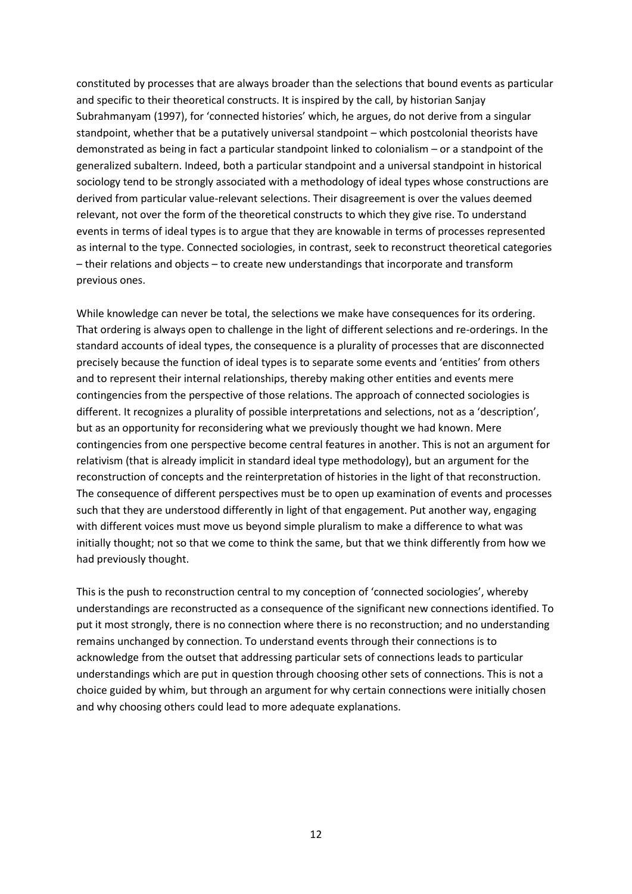constituted by processes that are always broader than the selections that bound events as particular and specific to their theoretical constructs. It is inspired by the call, by historian Sanjay Subrahmanyam (1997), for 'connected histories' which, he argues, do not derive from a singular standpoint, whether that be a putatively universal standpoint – which postcolonial theorists have demonstrated as being in fact a particular standpoint linked to colonialism – or a standpoint of the generalized subaltern. Indeed, both a particular standpoint and a universal standpoint in historical sociology tend to be strongly associated with a methodology of ideal types whose constructions are derived from particular value-relevant selections. Their disagreement is over the values deemed relevant, not over the form of the theoretical constructs to which they give rise. To understand events in terms of ideal types is to argue that they are knowable in terms of processes represented as internal to the type. Connected sociologies, in contrast, seek to reconstruct theoretical categories – their relations and objects – to create new understandings that incorporate and transform previous ones.

While knowledge can never be total, the selections we make have consequences for its ordering. That ordering is always open to challenge in the light of different selections and re-orderings. In the standard accounts of ideal types, the consequence is a plurality of processes that are disconnected precisely because the function of ideal types is to separate some events and 'entities' from others and to represent their internal relationships, thereby making other entities and events mere contingencies from the perspective of those relations. The approach of connected sociologies is different. It recognizes a plurality of possible interpretations and selections, not as a 'description', but as an opportunity for reconsidering what we previously thought we had known. Mere contingencies from one perspective become central features in another. This is not an argument for relativism (that is already implicit in standard ideal type methodology), but an argument for the reconstruction of concepts and the reinterpretation of histories in the light of that reconstruction. The consequence of different perspectives must be to open up examination of events and processes such that they are understood differently in light of that engagement. Put another way, engaging with different voices must move us beyond simple pluralism to make a difference to what was initially thought; not so that we come to think the same, but that we think differently from how we had previously thought.

This is the push to reconstruction central to my conception of 'connected sociologies', whereby understandings are reconstructed as a consequence of the significant new connections identified. To put it most strongly, there is no connection where there is no reconstruction; and no understanding remains unchanged by connection. To understand events through their connections is to acknowledge from the outset that addressing particular sets of connections leads to particular understandings which are put in question through choosing other sets of connections. This is not a choice guided by whim, but through an argument for why certain connections were initially chosen and why choosing others could lead to more adequate explanations.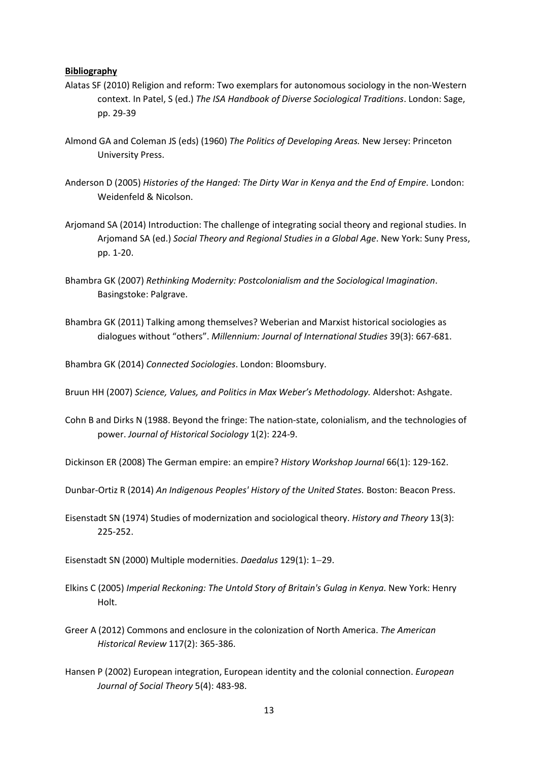**Bibliography**

Alatas SF (2010) Religion and reform: Two exemplars for autonomous sociology in the non-Western context. In Patel, S (ed.) *The ISA Handbook of Diverse Sociological Traditions*. London: Sage, pp. 29-39

Almond GA and Coleman JS (eds) (1960) *The Politics of Developing Areas.* New Jersey: Princeton University Press.

Anderson D (2005) *Histories of the Hanged: The Dirty War in Kenya and the End of Empire.* London: Weidenfeld & Nicolson.

Arjomand SA (2014) Introduction: The challenge of integrating social theory and regional studies. In Arjomand SA (ed.) *Social Theory and Regional Studies in a Global Age*. New York: Suny Press, pp. 1-20.

Bhambra GK (2007) *Rethinking Modernity: Postcolonialism and the Sociological Imagination*. Basingstoke: Palgrave.

Bhambra GK (2011) Talking among themselves? Weberian and Marxist historical sociologies as dialogues without "others". *Millennium: Journal of International Studies* 39(3): 667-681.

Bhambra GK (2014) *Connected Sociologies*. London: Bloomsbury.

Bruun HH (2007) *Science, Values, and Politics in Max Weber's Methodology.* Aldershot: Ashgate.

Cohn B and Dirks N (1988. Beyond the fringe: The nation-state, colonialism, and the technologies of power. *Journal of Historical Sociology* 1(2): 224-9.

Dickinson ER (2008) The German empire: an empire? *History Workshop Journal* 66(1): 129-162.

Dunbar-Ortiz R (2014) *An Indigenous Peoples' History of the United States.* Boston: Beacon Press.

Eisenstadt SN (1974) Studies of modernization and sociological theory. *History and Theory* 13(3): 225-252.

Eisenstadt SN (2000) Multiple modernities. *Daedalus* 129(1): 1–29.

Elkins C (2005) *Imperial Reckoning: The Untold Story of Britain's Gulag in Kenya.* New York: Henry Holt.

Greer A (2012) Commons and enclosure in the colonization of North America. *The American Historical Review* 117(2): 365-386.

Hansen P (2002) European integration, European identity and the colonial connection. *European Journal of Social Theory* 5(4): 483-98.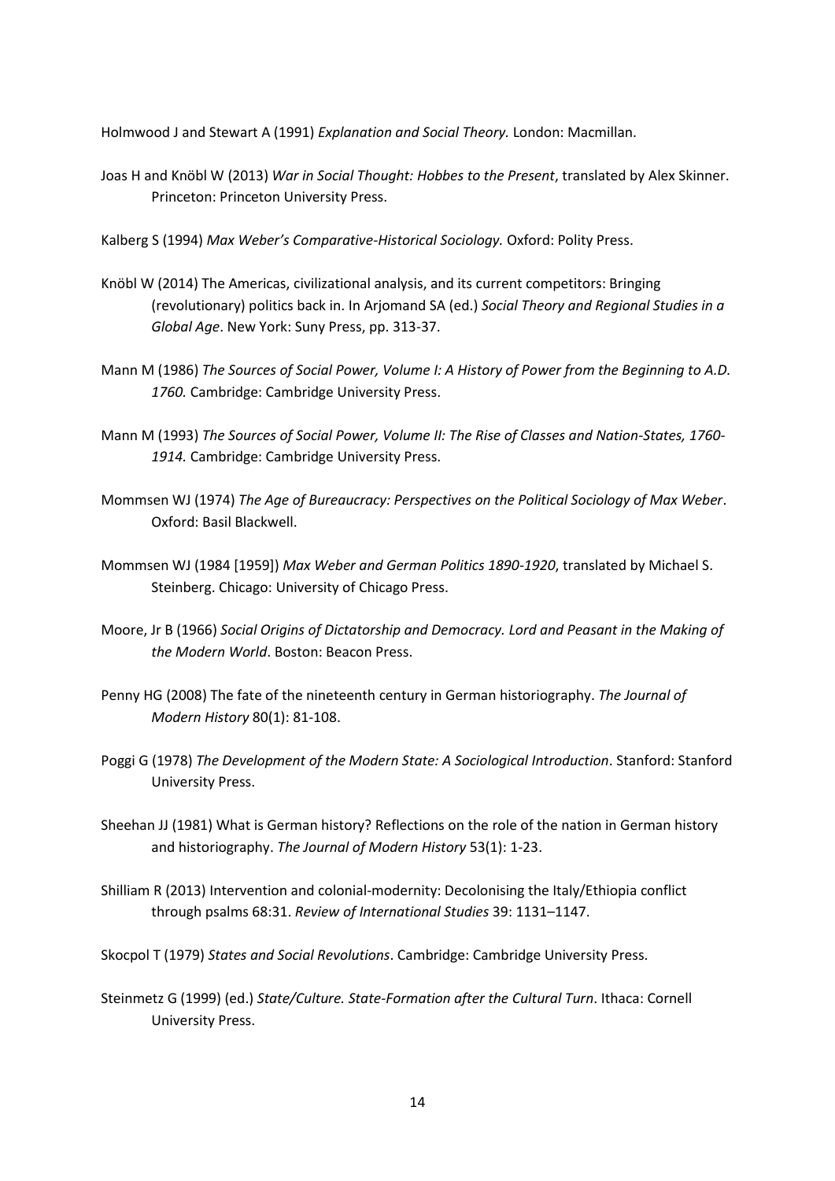Holmwood J and Stewart A (1991) *Explanation and Social Theory.* London: Macmillan.

Joas H and Knöbl W (2013) *War in Social Thought: Hobbes to the Present*, translated by Alex Skinner. Princeton: Princeton University Press.

Kalberg S (1994) *Max Weber's Comparative-Historical Sociology.* Oxford: Polity Press.

Knöbl W (2014) The Americas, civilizational analysis, and its current competitors: Bringing (revolutionary) politics back in. In Arjomand SA (ed.) *Social Theory and Regional Studies in a Global Age*. New York: Suny Press, pp. 313-37.

Mann M (1986) *The Sources of Social Power, Volume I: A History of Power from the Beginning to A.D. 1760.* Cambridge: Cambridge University Press.

Mann M (1993) *The Sources of Social Power, Volume II: The Rise of Classes and Nation-States, 1760-1914.* Cambridge: Cambridge University Press.

Mommsen WJ (1974) *The Age of Bureaucracy: Perspectives on the Political Sociology of Max Weber*. Oxford: Basil Blackwell.

Mommsen WJ (1984 [1959]) *Max Weber and German Politics 1890-1920*, translated by Michael S. Steinberg. Chicago: University of Chicago Press.

Moore, Jr B (1966) *Social Origins of Dictatorship and Democracy. Lord and Peasant in the Making of the Modern World*. Boston: Beacon Press.

Penny HG (2008) The fate of the nineteenth century in German historiography. *The Journal of Modern History* 80(1): 81-108.

Poggi G (1978) *The Development of the Modern State: A Sociological Introduction*. Stanford: Stanford University Press.

Sheehan JJ (1981) What is German history? Reflections on the role of the nation in German history and historiography. *The Journal of Modern History* 53(1): 1-23.

Shilliam R (2013) Intervention and colonial-modernity: Decolonising the Italy/Ethiopia conflict through psalms 68:31. *Review of International Studies* 39: 1131–1147.

Skocpol T (1979) *States and Social Revolutions*. Cambridge: Cambridge University Press.

Steinmetz G (1999) (ed.) *State/Culture. State-Formation after the Cultural Turn*. Ithaca: Cornell University Press.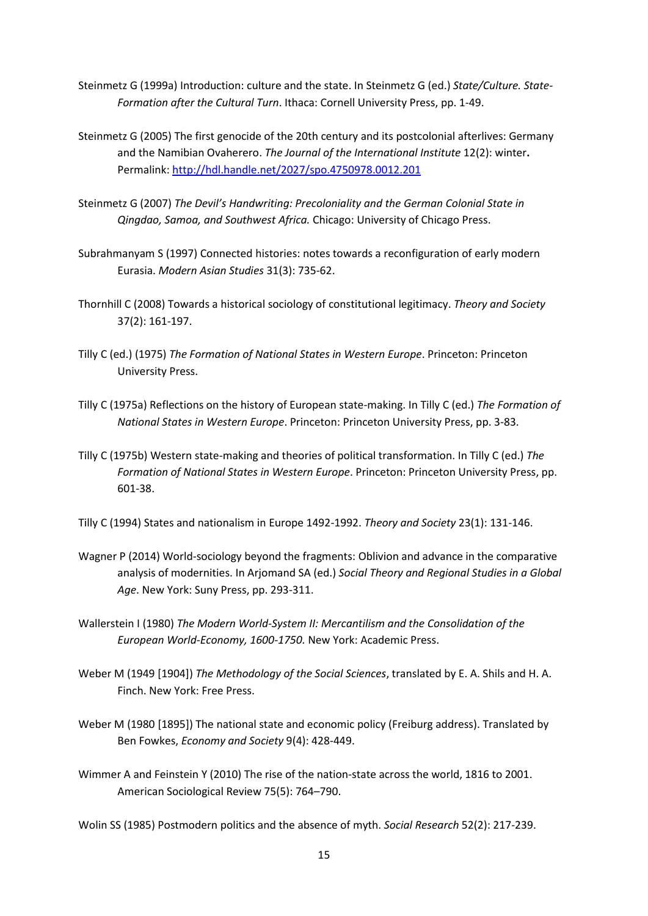Steinmetz G (1999a) Introduction: culture and the state. In Steinmetz G (ed.) *State/Culture. State-Formation after the Cultural Turn*. Ithaca: Cornell University Press, pp. 1-49.

Steinmetz G (2005) The first genocide of the 20th century and its postcolonial afterlives: Germany and the Namibian Ovaherero. *The Journal of the International Institute* 12(2): winter**.** Permalink: [http://hdl.handle.net/2027/spo.4750978.0012.201](http://hdl.handle.net/2027/spo.4750978.0012.201)

Steinmetz G (2007) *The Devil's Handwriting: Precoloniality and the German Colonial State in Qingdao, Samoa, and Southwest Africa.* Chicago: University of Chicago Press.

Subrahmanyam S (1997) Connected histories: notes towards a reconfiguration of early modern Eurasia. *Modern Asian Studies* 31(3): 735-62.

Thornhill C (2008) Towards a historical sociology of constitutional legitimacy. *Theory and Society* 37(2): 161-197.

Tilly C (ed.) (1975) *The Formation of National States in Western Europe*. Princeton: Princeton University Press.

Tilly C (1975a) Reflections on the history of European state-making. In Tilly C (ed.) *The Formation of National States in Western Europe*. Princeton: Princeton University Press, pp. 3-83.

Tilly C (1975b) Western state-making and theories of political transformation. In Tilly C (ed.) *The Formation of National States in Western Europe*. Princeton: Princeton University Press, pp. 601-38.

Tilly C (1994) States and nationalism in Europe 1492-1992. *Theory and Society* 23(1): 131-146.

Wagner P (2014) World-sociology beyond the fragments: Oblivion and advance in the comparative analysis of modernities. In Arjomand SA (ed.) *Social Theory and Regional Studies in a Global Age*. New York: Suny Press, pp. 293-311.

Wallerstein I (1980) *The Modern World-System II: Mercantilism and the Consolidation of the European World-Economy, 1600-1750.* New York: Academic Press.

Weber M (1949 [1904]) *The Methodology of the Social Sciences*, translated by E. A. Shils and H. A. Finch. New York: Free Press.

Weber M (1980 [1895]) The national state and economic policy (Freiburg address). Translated by Ben Fowkes, *Economy and Society* 9(4): 428-449.

Wimmer A and Feinstein Y (2010) The rise of the nation-state across the world, 1816 to 2001. American Sociological Review 75(5): 764–790.

Wolin SS (1985) Postmodern politics and the absence of myth. *Social Research* 52(2): 217-239.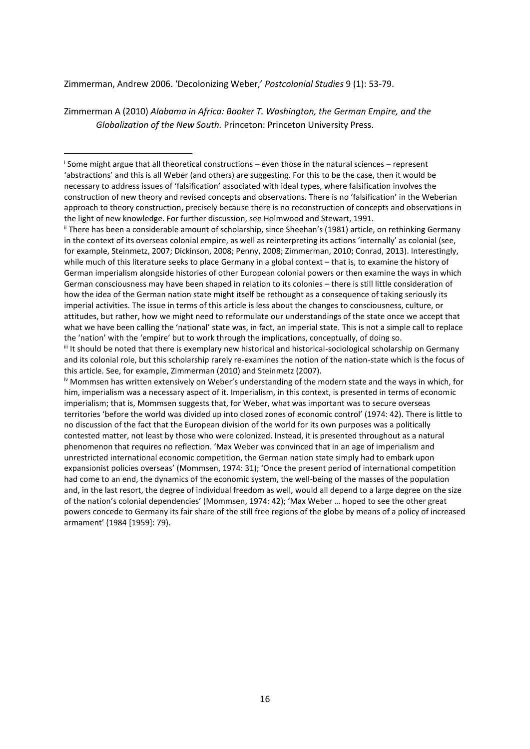Zimmerman, Andrew 2006. 'Decolonizing Weber,' *Postcolonial Studies* 9 (1): 53-79.

Zimmerman A (2010) *Alabama in Africa: Booker T. Washington, the German Empire, and the Globalization of the New South.* Princeton: Princeton University Press.

---

[i] Some might argue that all theoretical constructions – even those in the natural sciences – represent 'abstractions' and this is all Weber (and others) are suggesting. For this to be the case, then it would be necessary to address issues of 'falsification' associated with ideal types, where falsification involves the construction of new theory and revised concepts and observations. There is no 'falsification' in the Weberian approach to theory construction, precisely because there is no reconstruction of concepts and observations in the light of new knowledge. For further discussion, see Holmwood and Stewart, 1991.

[ii] There has been a considerable amount of scholarship, since Sheehan's (1981) article, on rethinking Germany in the context of its overseas colonial empire, as well as reinterpreting its actions 'internally' as colonial (see, for example, Steinmetz, 2007; Dickinson, 2008; Penny, 2008; Zimmerman, 2010; Conrad, 2013). Interestingly, while much of this literature seeks to place Germany in a global context – that is, to examine the history of German imperialism alongside histories of other European colonial powers or then examine the ways in which German consciousness may have been shaped in relation to its colonies – there is still little consideration of how the idea of the German nation state might itself be rethought as a consequence of taking seriously its imperial activities. The issue in terms of this article is less about the changes to consciousness, culture, or attitudes, but rather, how we might need to reformulate our understandings of the state once we accept that what we have been calling the 'national' state was, in fact, an imperial state. This is not a simple call to replace the 'nation' with the 'empire' but to work through the implications, conceptually, of doing so.

[iii] It should be noted that there is exemplary new historical and historical-sociological scholarship on Germany and its colonial role, but this scholarship rarely re-examines the notion of the nation-state which is the focus of this article. See, for example, Zimmerman (2010) and Steinmetz (2007).

[iv] Mommsen has written extensively on Weber's understanding of the modern state and the ways in which, for him, imperialism was a necessary aspect of it. Imperialism, in this context, is presented in terms of economic imperialism; that is, Mommsen suggests that, for Weber, what was important was to secure overseas territories 'before the world was divided up into closed zones of economic control' (1974: 42). There is little to no discussion of the fact that the European division of the world for its own purposes was a politically contested matter, not least by those who were colonized. Instead, it is presented throughout as a natural phenomenon that requires no reflection. 'Max Weber was convinced that in an age of imperialism and unrestricted international economic competition, the German nation state simply had to embark upon expansionist policies overseas' (Mommsen, 1974: 31); 'Once the present period of international competition had come to an end, the dynamics of the economic system, the well-being of the masses of the population and, in the last resort, the degree of individual freedom as well, would all depend to a large degree on the size of the nation's colonial dependencies' (Mommsen, 1974: 42); 'Max Weber … hoped to see the other great powers concede to Germany its fair share of the still free regions of the globe by means of a policy of increased armament' (1984 [1959]: 79).